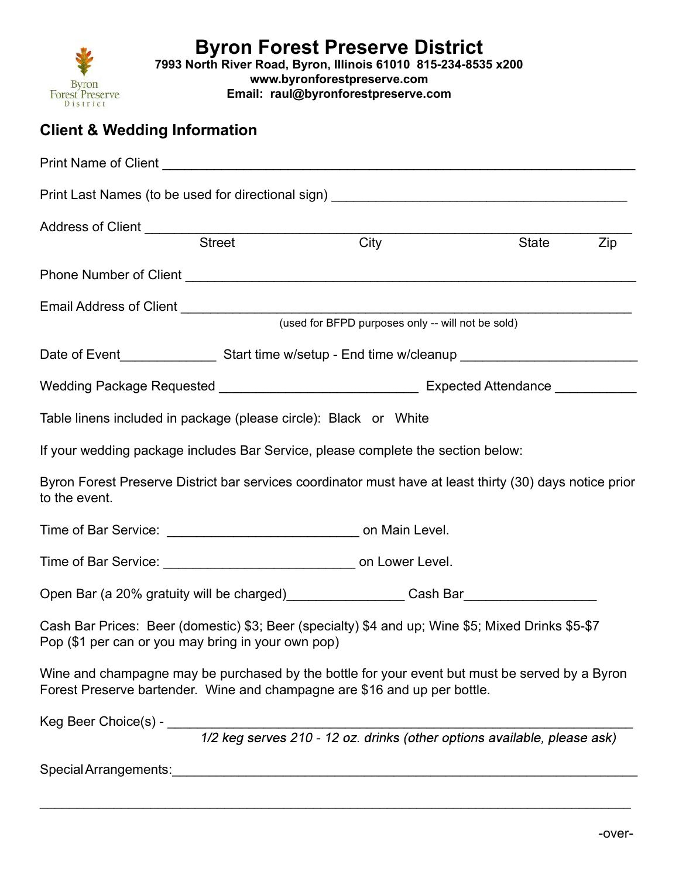# Byron Forest Preserve District

**7993 North River Road, Byron, Illinois 61010 815-234-8535 x200**
**www.byronforestpreserve.com**
**Email: raul@byronforestpreserve.com**

## Client & Wedding Information

Print Name of Client ___________________________________________________________________

Print Last Names (to be used for directional sign) ___________________________________________

Address of Client _______________________________________________________________________
Street City State Zip

Phone Number of Client ___________________________________________________________________

Email Address of Client ___________________________________________________________________
(used for BFPD purposes only -- will not be sold)

Date of Event_____________ Start time w/setup - End time w/cleanup ________________________

Wedding Package Requested ___________________________ Expected Attendance ___________

Table linens included in package (please circle): Black or White

If your wedding package includes Bar Service, please complete the section below:

Byron Forest Preserve District bar services coordinator must have at least thirty (30) days notice prior to the event.

Time of Bar Service: __________________________ on Main Level.

Time of Bar Service: __________________________ on Lower Level.

Open Bar (a 20% gratuity will be charged)________________ Cash Bar__________________

Cash Bar Prices: Beer (domestic) $3; Beer (specialty) $4 and up; Wine $5; Mixed Drinks $5-$7
Pop ($1 per can or you may bring in your own pop)

Wine and champagne may be purchased by the bottle for your event but must be served by a Byron Forest Preserve bartender. Wine and champagne are $16 and up per bottle.

Keg Beer Choice(s) - _______________________________________________________________
*1/2 keg serves 210 - 12 oz. drinks (other options available, please ask)*

Special Arrangements:_______________________________________________________________

____________________________________________________________________________________

-over-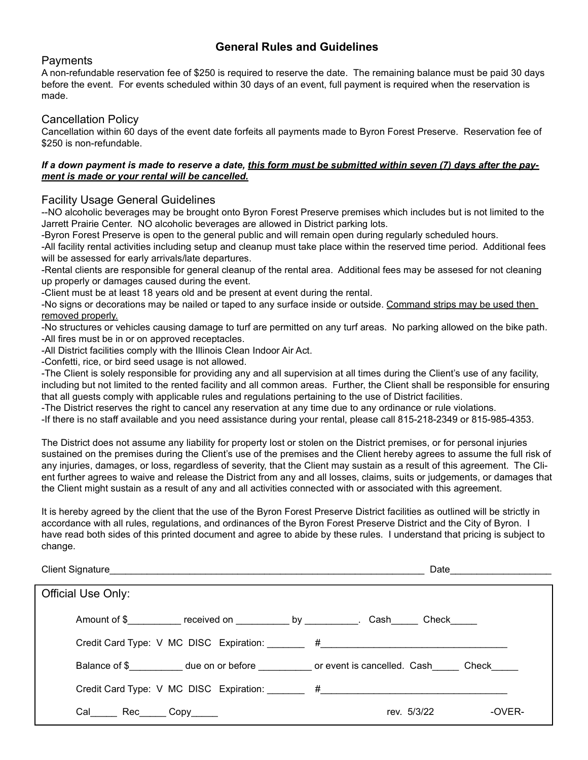## General Rules and Guidelines

### Payments

A non-refundable reservation fee of $250 is required to reserve the date. The remaining balance must be paid 30 days before the event. For events scheduled within 30 days of an event, full payment is required when the reservation is made.

### Cancellation Policy

Cancellation within 60 days of the event date forfeits all payments made to Byron Forest Preserve. Reservation fee of $250 is non-refundable.

***If a down payment is made to reserve a date, <u>this form must be submitted within seven (7) days after the payment is made or your rental will be cancelled.</u>***

### Facility Usage General Guidelines

--NO alcoholic beverages may be brought onto Byron Forest Preserve premises which includes but is not limited to the Jarrett Prairie Center. NO alcoholic beverages are allowed in District parking lots.
-Byron Forest Preserve is open to the general public and will remain open during regularly scheduled hours.
-All facility rental activities including setup and cleanup must take place within the reserved time period. Additional fees will be assessed for early arrivals/late departures.
-Rental clients are responsible for general cleanup of the rental area. Additional fees may be assesed for not cleaning up properly or damages caused during the event.
-Client must be at least 18 years old and be present at event during the rental.
-No signs or decorations may be nailed or taped to any surface inside or outside. <u>Command strips may be used then removed properly.</u>
-No structures or vehicles causing damage to turf are permitted on any turf areas. No parking allowed on the bike path.
-All fires must be in or on approved receptacles.
-All District facilities comply with the Illinois Clean Indoor Air Act.
-Confetti, rice, or bird seed usage is not allowed.
-The Client is solely responsible for providing any and all supervision at all times during the Client's use of any facility, including but not limited to the rented facility and all common areas. Further, the Client shall be responsible for ensuring that all guests comply with applicable rules and regulations pertaining to the use of District facilities.
-The District reserves the right to cancel any reservation at any time due to any ordinance or rule violations.
-If there is no staff available and you need assistance during your rental, please call 815-218-2349 or 815-985-4353.

The District does not assume any liability for property lost or stolen on the District premises, or for personal injuries sustained on the premises during the Client's use of the premises and the Client hereby agrees to assume the full risk of any injuries, damages, or loss, regardless of severity, that the Client may sustain as a result of this agreement. The Client further agrees to waive and release the District from any and all losses, claims, suits or judgements, or damages that the Client might sustain as a result of any and all activities connected with or associated with this agreement.

It is hereby agreed by the client that the use of the Byron Forest Preserve District facilities as outlined will be strictly in accordance with all rules, regulations, and ordinances of the Byron Forest Preserve District and the City of Byron. I have read both sides of this printed document and agree to abide by these rules. I understand that pricing is subject to change.

Client Signature________________________________________________________________ Date___________________

Official Use Only:

Amount of $__________ received on __________ by __________. Cash_____ Check_____

Credit Card Type: V MC DISC Expiration: _______ #___________________________________

Balance of $__________ due on or before __________ or event is cancelled. Cash_____ Check_____

Credit Card Type: V MC DISC Expiration: _______ #___________________________________

Cal_____ Rec_____ Copy_____

rev. 5/3/22 -OVER-